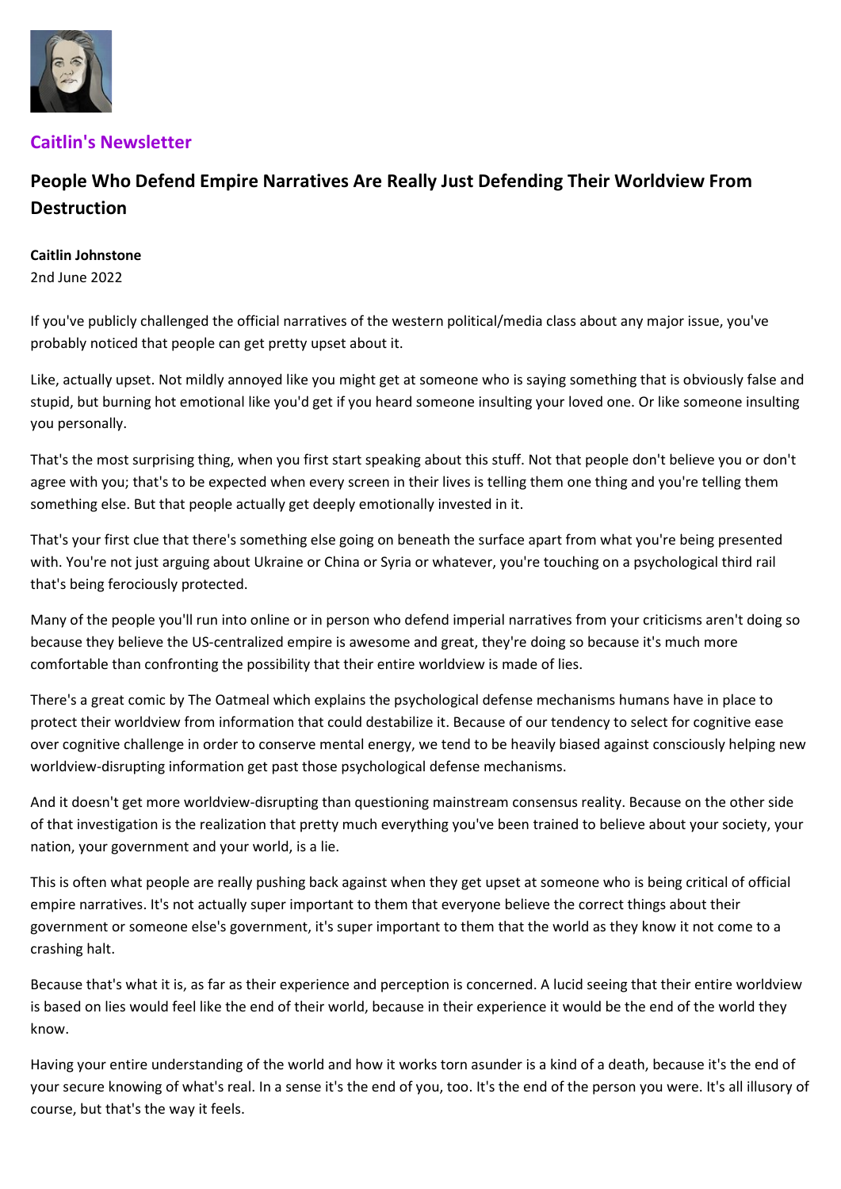**Caitlin's Newsletter**

# People Who Defend Empire Narratives Are Really Just Defending Their Worldview From Destruction

**Caitlin Johnstone**
2nd June 2022

If you've publicly challenged the official narratives of the western political/media class about any major issue, you've probably noticed that people can get pretty upset about it.

Like, actually upset. Not mildly annoyed like you might get at someone who is saying something that is obviously false and stupid, but burning hot emotional like you'd get if you heard someone insulting your loved one. Or like someone insulting you personally.

That's the most surprising thing, when you first start speaking about this stuff. Not that people don't believe you or don't agree with you; that's to be expected when every screen in their lives is telling them one thing and you're telling them something else. But that people actually get deeply emotionally invested in it.

That's your first clue that there's something else going on beneath the surface apart from what you're being presented with. You're not just arguing about Ukraine or China or Syria or whatever, you're touching on a psychological third rail that's being ferociously protected.

Many of the people you'll run into online or in person who defend imperial narratives from your criticisms aren't doing so because they believe the US-centralized empire is awesome and great, they're doing so because it's much more comfortable than confronting the possibility that their entire worldview is made of lies.

There's a great comic by The Oatmeal which explains the psychological defense mechanisms humans have in place to protect their worldview from information that could destabilize it. Because of our tendency to select for cognitive ease over cognitive challenge in order to conserve mental energy, we tend to be heavily biased against consciously helping new worldview-disrupting information get past those psychological defense mechanisms.

And it doesn't get more worldview-disrupting than questioning mainstream consensus reality. Because on the other side of that investigation is the realization that pretty much everything you've been trained to believe about your society, your nation, your government and your world, is a lie.

This is often what people are really pushing back against when they get upset at someone who is being critical of official empire narratives. It's not actually super important to them that everyone believe the correct things about their government or someone else's government, it's super important to them that the world as they know it not come to a crashing halt.

Because that's what it is, as far as their experience and perception is concerned. A lucid seeing that their entire worldview is based on lies would feel like the end of their world, because in their experience it would be the end of the world they know.

Having your entire understanding of the world and how it works torn asunder is a kind of a death, because it's the end of your secure knowing of what's real. In a sense it's the end of you, too. It's the end of the person you were. It's all illusory of course, but that's the way it feels.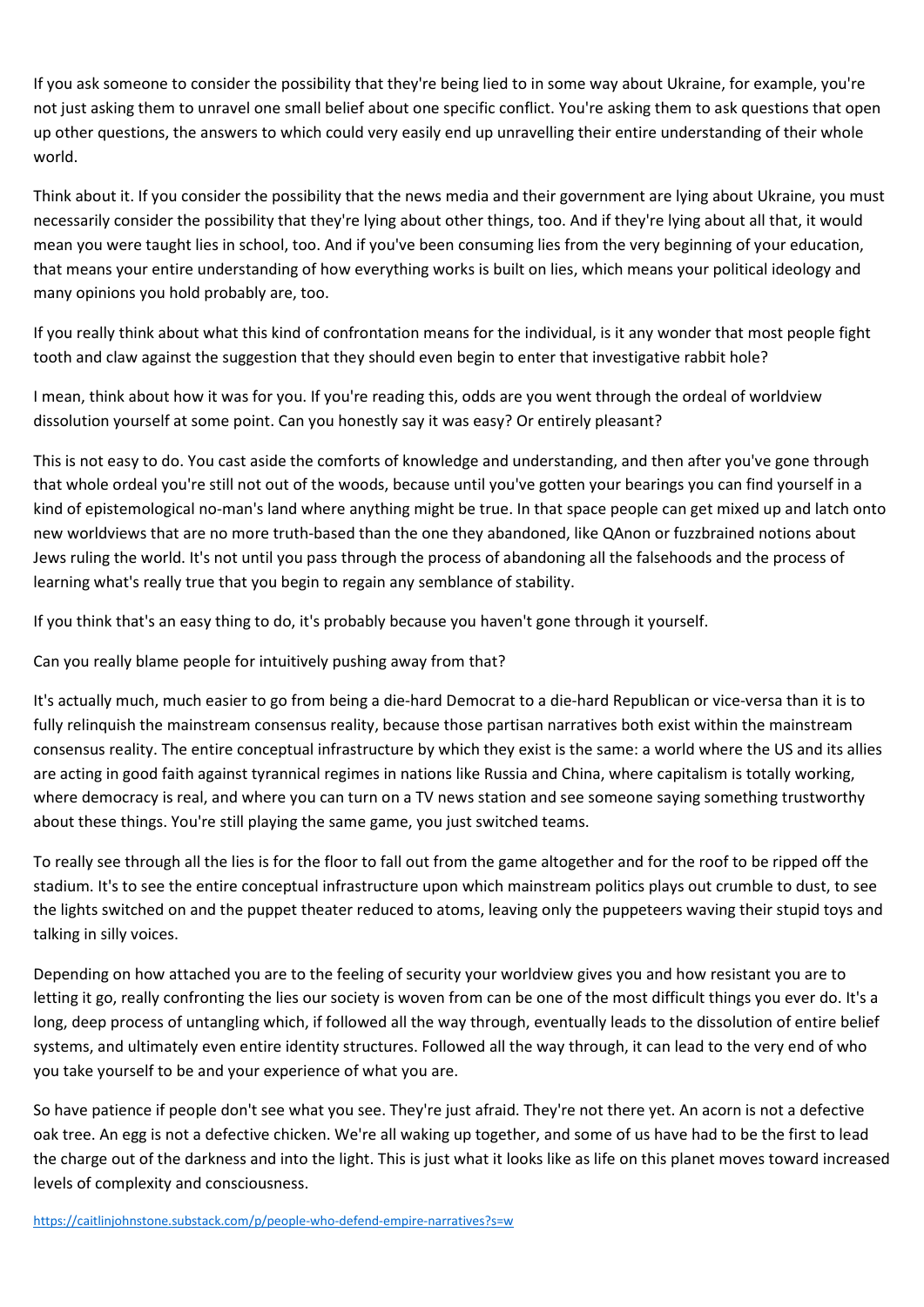If you ask someone to consider the possibility that they're being lied to in some way about Ukraine, for example, you're not just asking them to unravel one small belief about one specific conflict. You're asking them to ask questions that open up other questions, the answers to which could very easily end up unravelling their entire understanding of their whole world.

Think about it. If you consider the possibility that the news media and their government are lying about Ukraine, you must necessarily consider the possibility that they're lying about other things, too. And if they're lying about all that, it would mean you were taught lies in school, too. And if you've been consuming lies from the very beginning of your education, that means your entire understanding of how everything works is built on lies, which means your political ideology and many opinions you hold probably are, too.

If you really think about what this kind of confrontation means for the individual, is it any wonder that most people fight tooth and claw against the suggestion that they should even begin to enter that investigative rabbit hole?

I mean, think about how it was for you. If you're reading this, odds are you went through the ordeal of worldview dissolution yourself at some point. Can you honestly say it was easy? Or entirely pleasant?

This is not easy to do. You cast aside the comforts of knowledge and understanding, and then after you've gone through that whole ordeal you're still not out of the woods, because until you've gotten your bearings you can find yourself in a kind of epistemological no-man's land where anything might be true. In that space people can get mixed up and latch onto new worldviews that are no more truth-based than the one they abandoned, like QAnon or fuzzbrained notions about Jews ruling the world. It's not until you pass through the process of abandoning all the falsehoods and the process of learning what's really true that you begin to regain any semblance of stability.

If you think that's an easy thing to do, it's probably because you haven't gone through it yourself.

Can you really blame people for intuitively pushing away from that?

It's actually much, much easier to go from being a die-hard Democrat to a die-hard Republican or vice-versa than it is to fully relinquish the mainstream consensus reality, because those partisan narratives both exist within the mainstream consensus reality. The entire conceptual infrastructure by which they exist is the same: a world where the US and its allies are acting in good faith against tyrannical regimes in nations like Russia and China, where capitalism is totally working, where democracy is real, and where you can turn on a TV news station and see someone saying something trustworthy about these things. You're still playing the same game, you just switched teams.

To really see through all the lies is for the floor to fall out from the game altogether and for the roof to be ripped off the stadium. It's to see the entire conceptual infrastructure upon which mainstream politics plays out crumble to dust, to see the lights switched on and the puppet theater reduced to atoms, leaving only the puppeteers waving their stupid toys and talking in silly voices.

Depending on how attached you are to the feeling of security your worldview gives you and how resistant you are to letting it go, really confronting the lies our society is woven from can be one of the most difficult things you ever do. It's a long, deep process of untangling which, if followed all the way through, eventually leads to the dissolution of entire belief systems, and ultimately even entire identity structures. Followed all the way through, it can lead to the very end of who you take yourself to be and your experience of what you are.

So have patience if people don't see what you see. They're just afraid. They're not there yet. An acorn is not a defective oak tree. An egg is not a defective chicken. We're all waking up together, and some of us have had to be the first to lead the charge out of the darkness and into the light. This is just what it looks like as life on this planet moves toward increased levels of complexity and consciousness.

https://caitlinjohnstone.substack.com/p/people-who-defend-empire-narratives?s=w